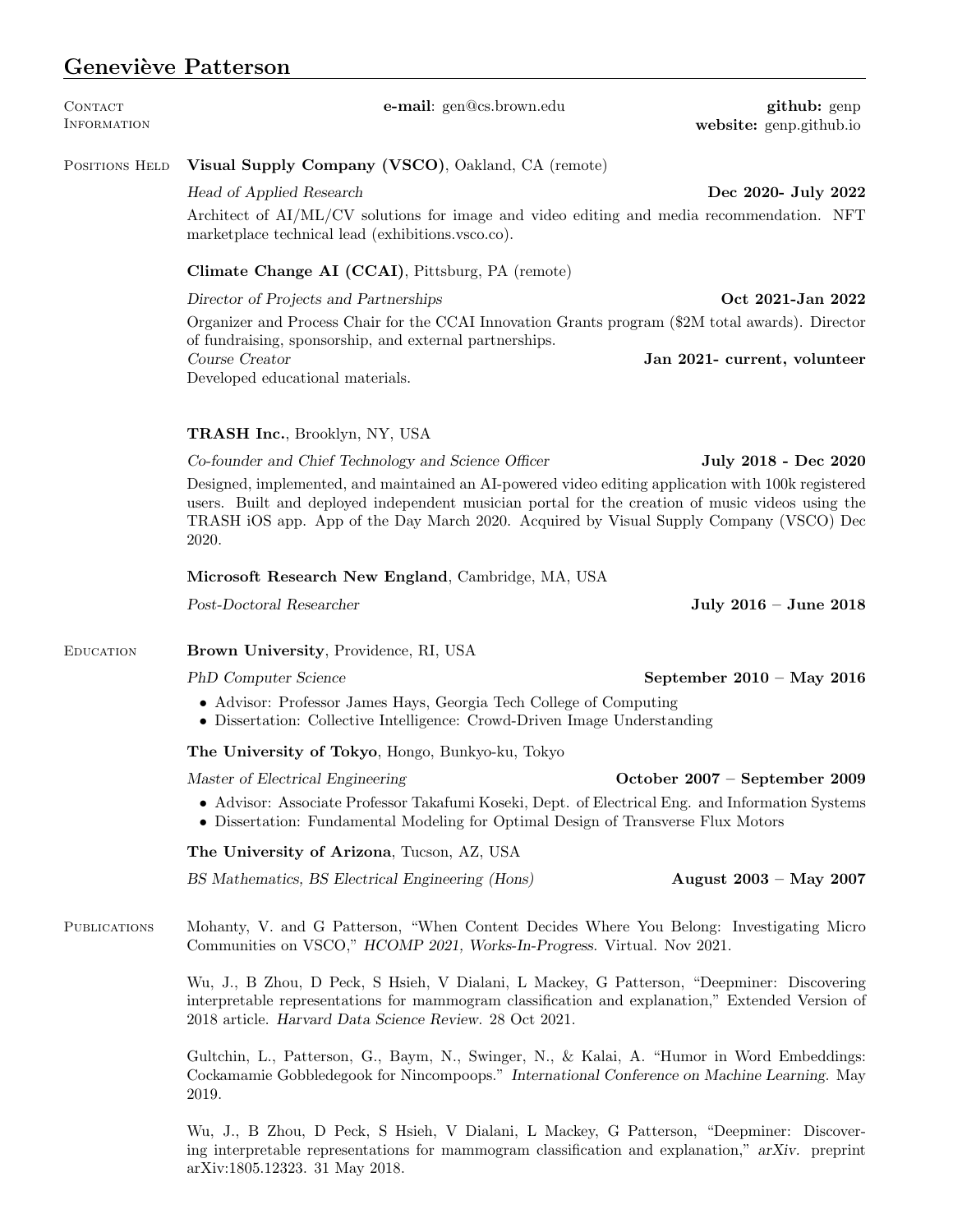# Geneviève Patterson

## Contact Information

**e-mail**: gen@cs.brown.edu

**github:** genp
**website:** genp.github.io

## Positions Held

**Visual Supply Company (VSCO)**, Oakland, CA (remote)

*Head of Applied Research* — **Dec 2020- July 2022**

Architect of AI/ML/CV solutions for image and video editing and media recommendation. NFT marketplace technical lead (exhibitions.vsco.co).

**Climate Change AI (CCAI)**, Pittsburg, PA (remote)

*Director of Projects and Partnerships* — **Oct 2021-Jan 2022**

Organizer and Process Chair for the CCAI Innovation Grants program ($2M total awards). Director of fundraising, sponsorship, and external partnerships.

*Course Creator* — **Jan 2021- current, volunteer**

Developed educational materials.

**TRASH Inc.**, Brooklyn, NY, USA

*Co-founder and Chief Technology and Science Officer* — **July 2018 - Dec 2020**

Designed, implemented, and maintained an AI-powered video editing application with 100k registered users. Built and deployed independent musician portal for the creation of music videos using the TRASH iOS app. App of the Day March 2020. Acquired by Visual Supply Company (VSCO) Dec 2020.

**Microsoft Research New England**, Cambridge, MA, USA

*Post-Doctoral Researcher* — **July 2016 – June 2018**

## Education

**Brown University**, Providence, RI, USA

*PhD Computer Science* — **September 2010 – May 2016**

- Advisor: Professor James Hays, Georgia Tech College of Computing
- Dissertation: Collective Intelligence: Crowd-Driven Image Understanding

**The University of Tokyo**, Hongo, Bunkyo-ku, Tokyo

*Master of Electrical Engineering* — **October 2007 – September 2009**

- Advisor: Associate Professor Takafumi Koseki, Dept. of Electrical Eng. and Information Systems
- Dissertation: Fundamental Modeling for Optimal Design of Transverse Flux Motors

**The University of Arizona**, Tucson, AZ, USA

*BS Mathematics, BS Electrical Engineering (Hons)* — **August 2003 – May 2007**

## Publications

Mohanty, V. and G Patterson, "When Content Decides Where You Belong: Investigating Micro Communities on VSCO," *HCOMP 2021, Works-In-Progress.* Virtual. Nov 2021.

Wu, J., B Zhou, D Peck, S Hsieh, V Dialani, L Mackey, G Patterson, "Deepminer: Discovering interpretable representations for mammogram classification and explanation," Extended Version of 2018 article. *Harvard Data Science Review.* 28 Oct 2021.

Gultchin, L., Patterson, G., Baym, N., Swinger, N., & Kalai, A. "Humor in Word Embeddings: Cockamamie Gobbledegook for Nincompoops." *International Conference on Machine Learning.* May 2019.

Wu, J., B Zhou, D Peck, S Hsieh, V Dialani, L Mackey, G Patterson, "Deepminer: Discovering interpretable representations for mammogram classification and explanation," *arXiv.* preprint arXiv:1805.12323. 31 May 2018.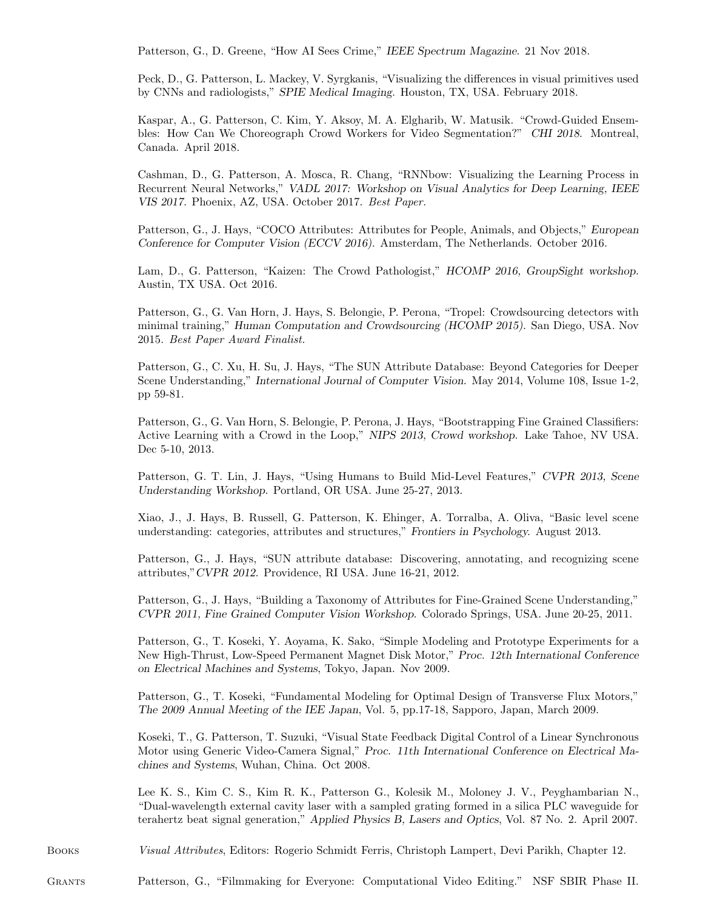Patterson, G., D. Greene, "How AI Sees Crime," *IEEE Spectrum Magazine.* 21 Nov 2018.

Peck, D., G. Patterson, L. Mackey, V. Syrgkanis, "Visualizing the differences in visual primitives used by CNNs and radiologists," *SPIE Medical Imaging.* Houston, TX, USA. February 2018.

Kaspar, A., G. Patterson, C. Kim, Y. Aksoy, M. A. Elgharib, W. Matusik. "Crowd-Guided Ensembles: How Can We Choreograph Crowd Workers for Video Segmentation?" *CHI 2018.* Montreal, Canada. April 2018.

Cashman, D., G. Patterson, A. Mosca, R. Chang, "RNNbow: Visualizing the Learning Process in Recurrent Neural Networks," *VADL 2017: Workshop on Visual Analytics for Deep Learning, IEEE VIS 2017.* Phoenix, AZ, USA. October 2017. *Best Paper.*

Patterson, G., J. Hays, "COCO Attributes: Attributes for People, Animals, and Objects," *European Conference for Computer Vision (ECCV 2016).* Amsterdam, The Netherlands. October 2016.

Lam, D., G. Patterson, "Kaizen: The Crowd Pathologist," *HCOMP 2016, GroupSight workshop.* Austin, TX USA. Oct 2016.

Patterson, G., G. Van Horn, J. Hays, S. Belongie, P. Perona, "Tropel: Crowdsourcing detectors with minimal training," *Human Computation and Crowdsourcing (HCOMP 2015).* San Diego, USA. Nov 2015. *Best Paper Award Finalist.*

Patterson, G., C. Xu, H. Su, J. Hays, "The SUN Attribute Database: Beyond Categories for Deeper Scene Understanding," *International Journal of Computer Vision.* May 2014, Volume 108, Issue 1-2, pp 59-81.

Patterson, G., G. Van Horn, S. Belongie, P. Perona, J. Hays, "Bootstrapping Fine Grained Classifiers: Active Learning with a Crowd in the Loop," *NIPS 2013, Crowd workshop.* Lake Tahoe, NV USA. Dec 5-10, 2013.

Patterson, G. T. Lin, J. Hays, "Using Humans to Build Mid-Level Features," *CVPR 2013, Scene Understanding Workshop.* Portland, OR USA. June 25-27, 2013.

Xiao, J., J. Hays, B. Russell, G. Patterson, K. Ehinger, A. Torralba, A. Oliva, "Basic level scene understanding: categories, attributes and structures," *Frontiers in Psychology.* August 2013.

Patterson, G., J. Hays, "SUN attribute database: Discovering, annotating, and recognizing scene attributes,"*CVPR 2012.* Providence, RI USA. June 16-21, 2012.

Patterson, G., J. Hays, "Building a Taxonomy of Attributes for Fine-Grained Scene Understanding," *CVPR 2011, Fine Grained Computer Vision Workshop.* Colorado Springs, USA. June 20-25, 2011.

Patterson, G., T. Koseki, Y. Aoyama, K. Sako, "Simple Modeling and Prototype Experiments for a New High-Thrust, Low-Speed Permanent Magnet Disk Motor," *Proc. 12th International Conference on Electrical Machines and Systems*, Tokyo, Japan. Nov 2009.

Patterson, G., T. Koseki, "Fundamental Modeling for Optimal Design of Transverse Flux Motors," *The 2009 Annual Meeting of the IEE Japan*, Vol. 5, pp.17-18, Sapporo, Japan, March 2009.

Koseki, T., G. Patterson, T. Suzuki, "Visual State Feedback Digital Control of a Linear Synchronous Motor using Generic Video-Camera Signal," *Proc. 11th International Conference on Electrical Machines and Systems*, Wuhan, China. Oct 2008.

Lee K. S., Kim C. S., Kim R. K., Patterson G., Kolesik M., Moloney J. V., Peyghambarian N., "Dual-wavelength external cavity laser with a sampled grating formed in a silica PLC waveguide for terahertz beat signal generation," *Applied Physics B, Lasers and Optics*, Vol. 87 No. 2. April 2007.

## Books

*Visual Attributes*, Editors: Rogerio Schmidt Ferris, Christoph Lampert, Devi Parikh, Chapter 12.

## Grants

Patterson, G., "Filmmaking for Everyone: Computational Video Editing." NSF SBIR Phase II.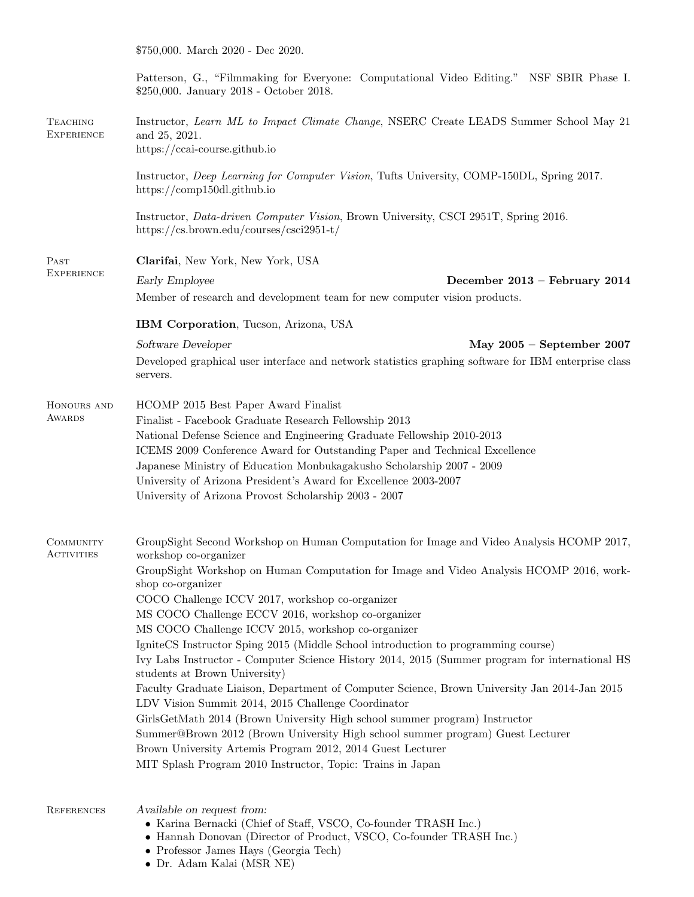$750,000. March 2020 - Dec 2020.

Patterson, G., "Filmmaking for Everyone: Computational Video Editing." NSF SBIR Phase I. $250,000. January 2018 - October 2018.

## Teaching Experience

Instructor, *Learn ML to Impact Climate Change*, NSERC Create LEADS Summer School May 21 and 25, 2021.
https://ccai-course.github.io

Instructor, *Deep Learning for Computer Vision*, Tufts University, COMP-150DL, Spring 2017.
https://comp150dl.github.io

Instructor, *Data-driven Computer Vision*, Brown University, CSCI 2951T, Spring 2016.
https://cs.brown.edu/courses/csci2951-t/

## Past Experience

**Clarifai**, New York, New York, USA

*Early Employee* — **December 2013 – February 2014**

Member of research and development team for new computer vision products.

**IBM Corporation**, Tucson, Arizona, USA

*Software Developer* — **May 2005 – September 2007**

Developed graphical user interface and network statistics graphing software for IBM enterprise class servers.

## Honours and Awards

HCOMP 2015 Best Paper Award Finalist
Finalist - Facebook Graduate Research Fellowship 2013
National Defense Science and Engineering Graduate Fellowship 2010-2013
ICEMS 2009 Conference Award for Outstanding Paper and Technical Excellence
Japanese Ministry of Education Monbukagakusho Scholarship 2007 - 2009
University of Arizona President's Award for Excellence 2003-2007
University of Arizona Provost Scholarship 2003 - 2007

## Community Activities

GroupSight Second Workshop on Human Computation for Image and Video Analysis HCOMP 2017, workshop co-organizer
GroupSight Workshop on Human Computation for Image and Video Analysis HCOMP 2016, workshop co-organizer
COCO Challenge ICCV 2017, workshop co-organizer
MS COCO Challenge ECCV 2016, workshop co-organizer
MS COCO Challenge ICCV 2015, workshop co-organizer
IgniteCS Instructor Sping 2015 (Middle School introduction to programming course)
Ivy Labs Instructor - Computer Science History 2014, 2015 (Summer program for international HS students at Brown University)
Faculty Graduate Liaison, Department of Computer Science, Brown University Jan 2014-Jan 2015
LDV Vision Summit 2014, 2015 Challenge Coordinator
GirlsGetMath 2014 (Brown University High school summer program) Instructor
Summer@Brown 2012 (Brown University High school summer program) Guest Lecturer
Brown University Artemis Program 2012, 2014 Guest Lecturer
MIT Splash Program 2010 Instructor, Topic: Trains in Japan

## References

*Available on request from:*

- Karina Bernacki (Chief of Staff, VSCO, Co-founder TRASH Inc.)
- Hannah Donovan (Director of Product, VSCO, Co-founder TRASH Inc.)
- Professor James Hays (Georgia Tech)
- Dr. Adam Kalai (MSR NE)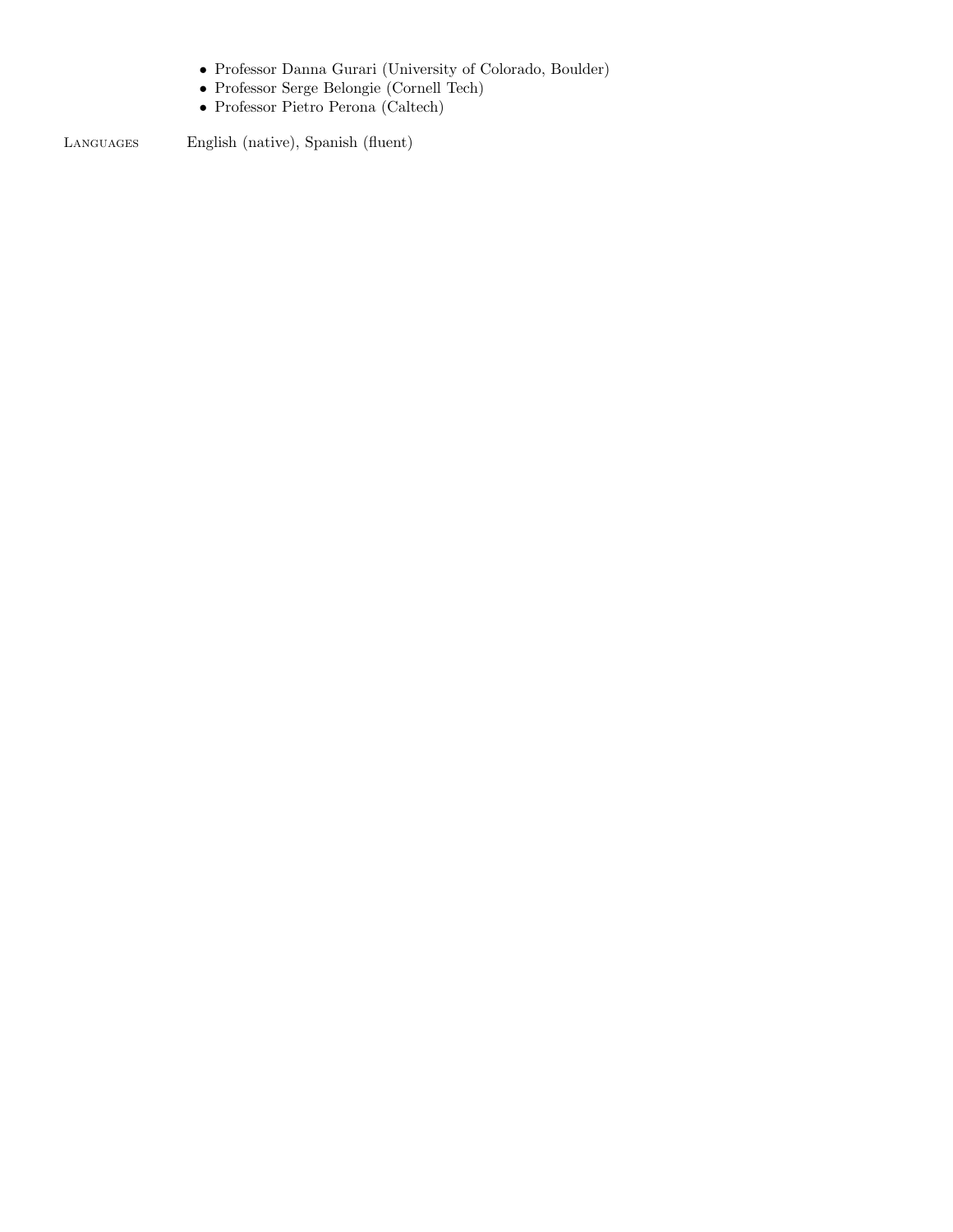- Professor Danna Gurari (University of Colorado, Boulder)
- Professor Serge Belongie (Cornell Tech)
- Professor Pietro Perona (Caltech)

**Languages** English (native), Spanish (fluent)